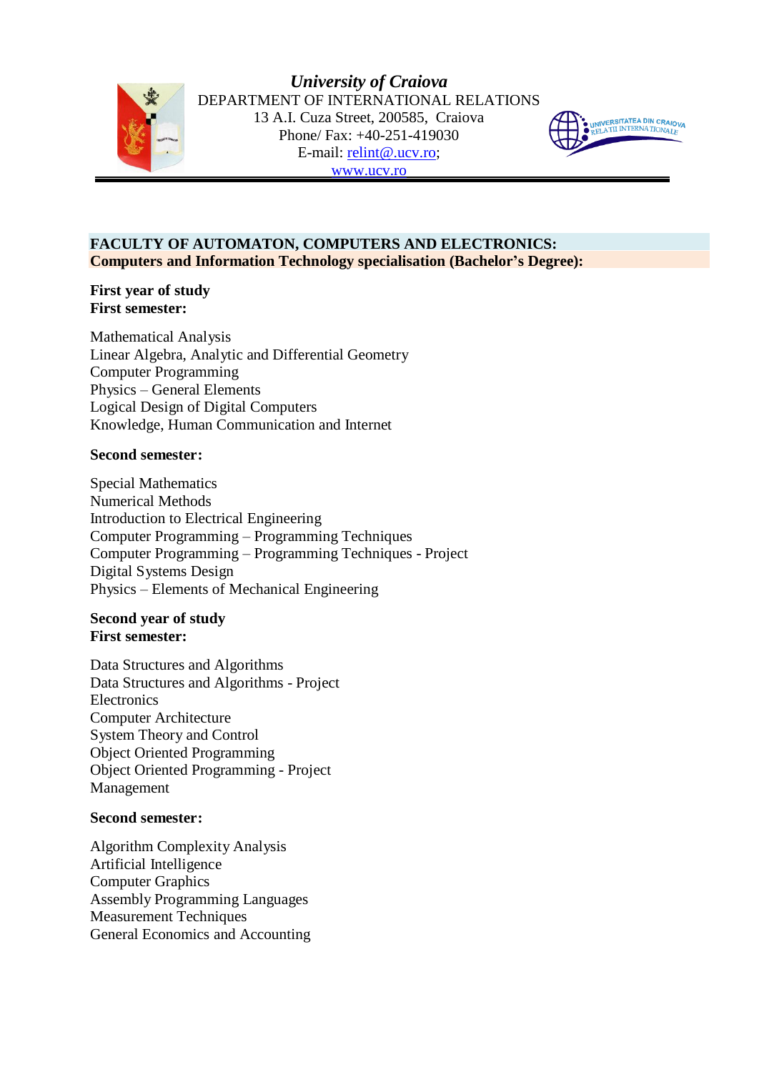*University of Craiova*
DEPARTMENT OF INTERNATIONAL RELATIONS
13 A.I. Cuza Street, 200585, Craiova
Phone/ Fax: +40-251-419030
E-mail: relint@ucv.ro;
www.ucv.ro

**FACULTY OF AUTOMATON, COMPUTERS AND ELECTRONICS:**
**Computers and Information Technology specialisation (Bachelor's Degree):**

**First year of study**
**First semester:**

Mathematical Analysis
Linear Algebra, Analytic and Differential Geometry
Computer Programming
Physics – General Elements
Logical Design of Digital Computers
Knowledge, Human Communication and Internet

**Second semester:**

Special Mathematics
Numerical Methods
Introduction to Electrical Engineering
Computer Programming – Programming Techniques
Computer Programming – Programming Techniques - Project
Digital Systems Design
Physics – Elements of Mechanical Engineering

**Second year of study**
**First semester:**

Data Structures and Algorithms
Data Structures and Algorithms - Project
Electronics
Computer Architecture
System Theory and Control
Object Oriented Programming
Object Oriented Programming - Project
Management

**Second semester:**

Algorithm Complexity Analysis
Artificial Intelligence
Computer Graphics
Assembly Programming Languages
Measurement Techniques
General Economics and Accounting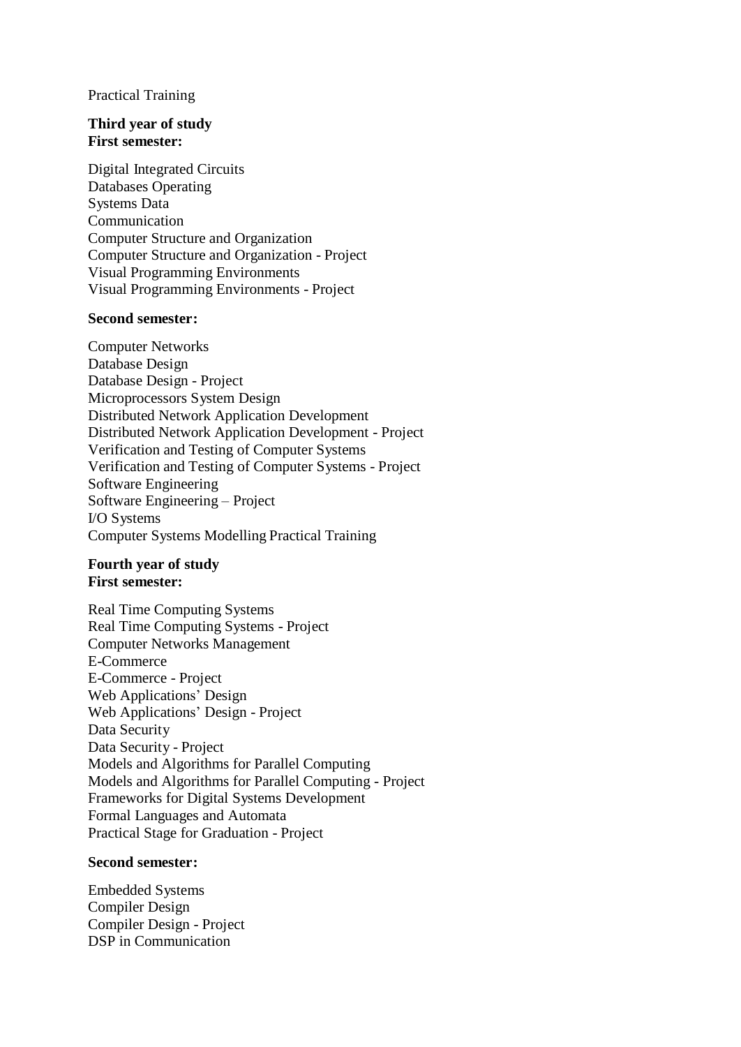Practical Training

**Third year of study**
**First semester:**

Digital Integrated Circuits
Databases Operating
Systems Data
Communication
Computer Structure and Organization
Computer Structure and Organization - Project
Visual Programming Environments
Visual Programming Environments - Project

**Second semester:**

Computer Networks
Database Design
Database Design - Project
Microprocessors System Design
Distributed Network Application Development
Distributed Network Application Development - Project
Verification and Testing of Computer Systems
Verification and Testing of Computer Systems - Project
Software Engineering
Software Engineering – Project
I/O Systems
Computer Systems Modelling Practical Training

**Fourth year of study**
**First semester:**

Real Time Computing Systems
Real Time Computing Systems - Project
Computer Networks Management
E-Commerce
E-Commerce - Project
Web Applications' Design
Web Applications' Design - Project
Data Security
Data Security - Project
Models and Algorithms for Parallel Computing
Models and Algorithms for Parallel Computing - Project
Frameworks for Digital Systems Development
Formal Languages and Automata
Practical Stage for Graduation - Project

**Second semester:**

Embedded Systems
Compiler Design
Compiler Design - Project
DSP in Communication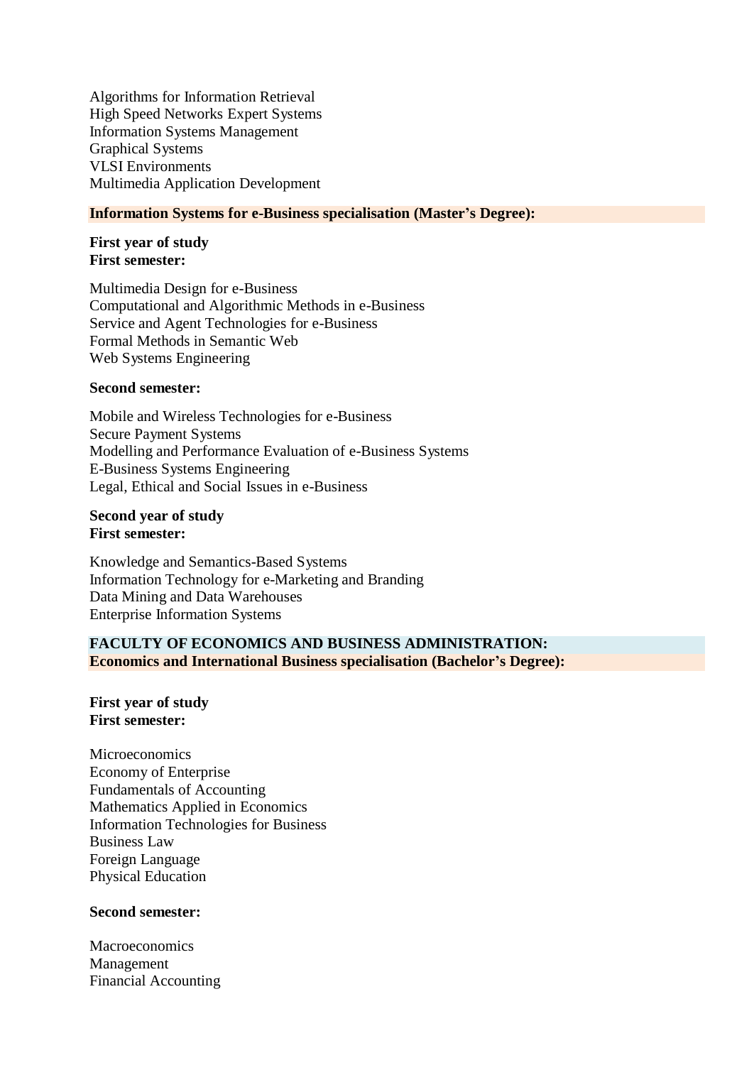Algorithms for Information Retrieval
High Speed Networks Expert Systems
Information Systems Management
Graphical Systems
VLSI Environments
Multimedia Application Development

## Information Systems for e-Business specialisation (Master's Degree):

**First year of study**
**First semester:**

Multimedia Design for e-Business
Computational and Algorithmic Methods in e-Business
Service and Agent Technologies for e-Business
Formal Methods in Semantic Web
Web Systems Engineering

**Second semester:**

Mobile and Wireless Technologies for e-Business
Secure Payment Systems
Modelling and Performance Evaluation of e-Business Systems
E-Business Systems Engineering
Legal, Ethical and Social Issues in e-Business

**Second year of study**
**First semester:**

Knowledge and Semantics-Based Systems
Information Technology for e-Marketing and Branding
Data Mining and Data Warehouses
Enterprise Information Systems

# FACULTY OF ECONOMICS AND BUSINESS ADMINISTRATION:

## Economics and International Business specialisation (Bachelor's Degree):

**First year of study**
**First semester:**

Microeconomics
Economy of Enterprise
Fundamentals of Accounting
Mathematics Applied in Economics
Information Technologies for Business
Business Law
Foreign Language
Physical Education

**Second semester:**

Macroeconomics
Management
Financial Accounting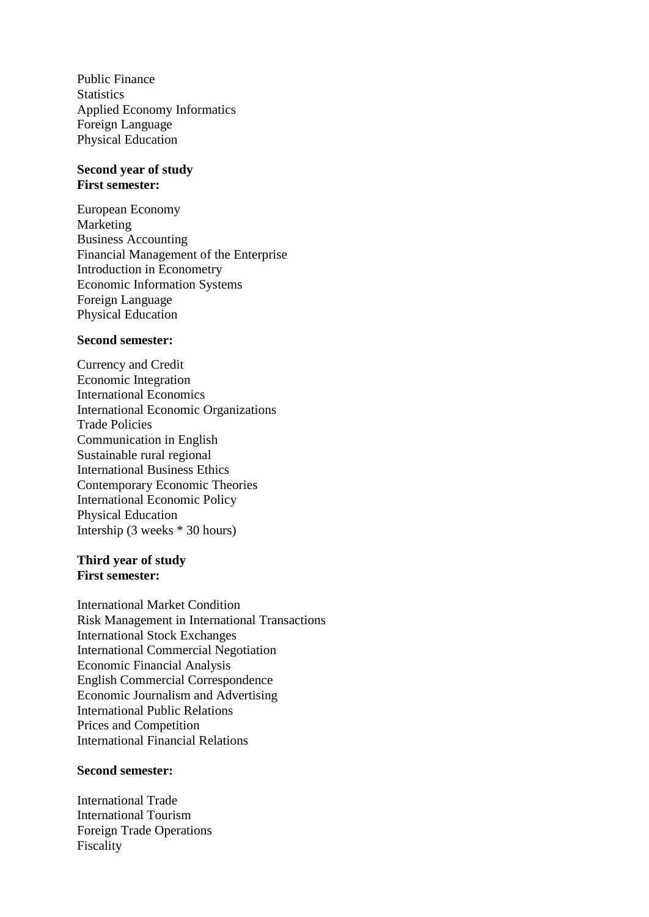Public Finance
Statistics
Applied Economy Informatics
Foreign Language
Physical Education

**Second year of study**
**First semester:**

European Economy
Marketing
Business Accounting
Financial Management of the Enterprise
Introduction in Econometry
Economic Information Systems
Foreign Language
Physical Education

**Second semester:**

Currency and Credit
Economic Integration
International Economics
International Economic Organizations
Trade Policies
Communication in English
Sustainable rural regional
International Business Ethics
Contemporary Economic Theories
International Economic Policy
Physical Education
Intership (3 weeks * 30 hours)

**Third year of study**
**First semester:**

International Market Condition
Risk Management in International Transactions
International Stock Exchanges
International Commercial Negotiation
Economic Financial Analysis
English Commercial Correspondence
Economic Journalism and Advertising
International Public Relations
Prices and Competition
International Financial Relations

**Second semester:**

International Trade
International Tourism
Foreign Trade Operations
Fiscality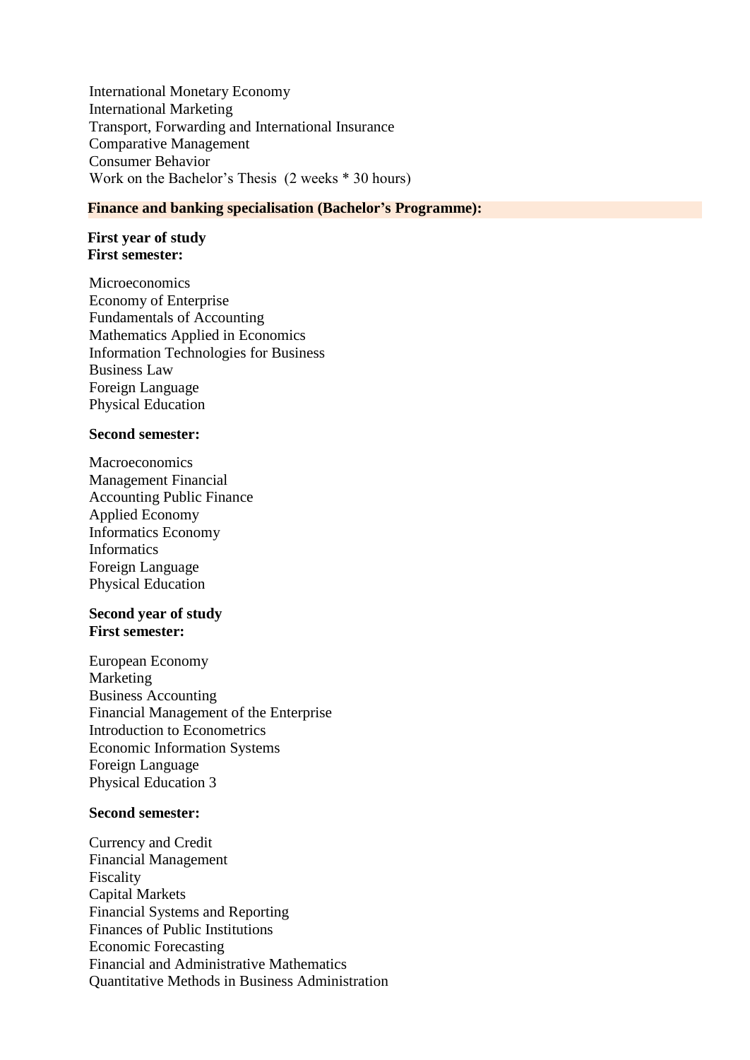International Monetary Economy
International Marketing
Transport, Forwarding and International Insurance
Comparative Management
Consumer Behavior
Work on the Bachelor's Thesis (2 weeks * 30 hours)

## Finance and banking specialisation (Bachelor's Programme):

### First year of study

**First semester:**

Microeconomics
Economy of Enterprise
Fundamentals of Accounting
Mathematics Applied in Economics
Information Technologies for Business
Business Law
Foreign Language
Physical Education

**Second semester:**

Macroeconomics
Management Financial
Accounting Public Finance
Applied Economy
Informatics Economy
Informatics
Foreign Language
Physical Education

### Second year of study

**First semester:**

European Economy
Marketing
Business Accounting
Financial Management of the Enterprise
Introduction to Econometrics
Economic Information Systems
Foreign Language
Physical Education 3

**Second semester:**

Currency and Credit
Financial Management
Fiscality
Capital Markets
Financial Systems and Reporting
Finances of Public Institutions
Economic Forecasting
Financial and Administrative Mathematics
Quantitative Methods in Business Administration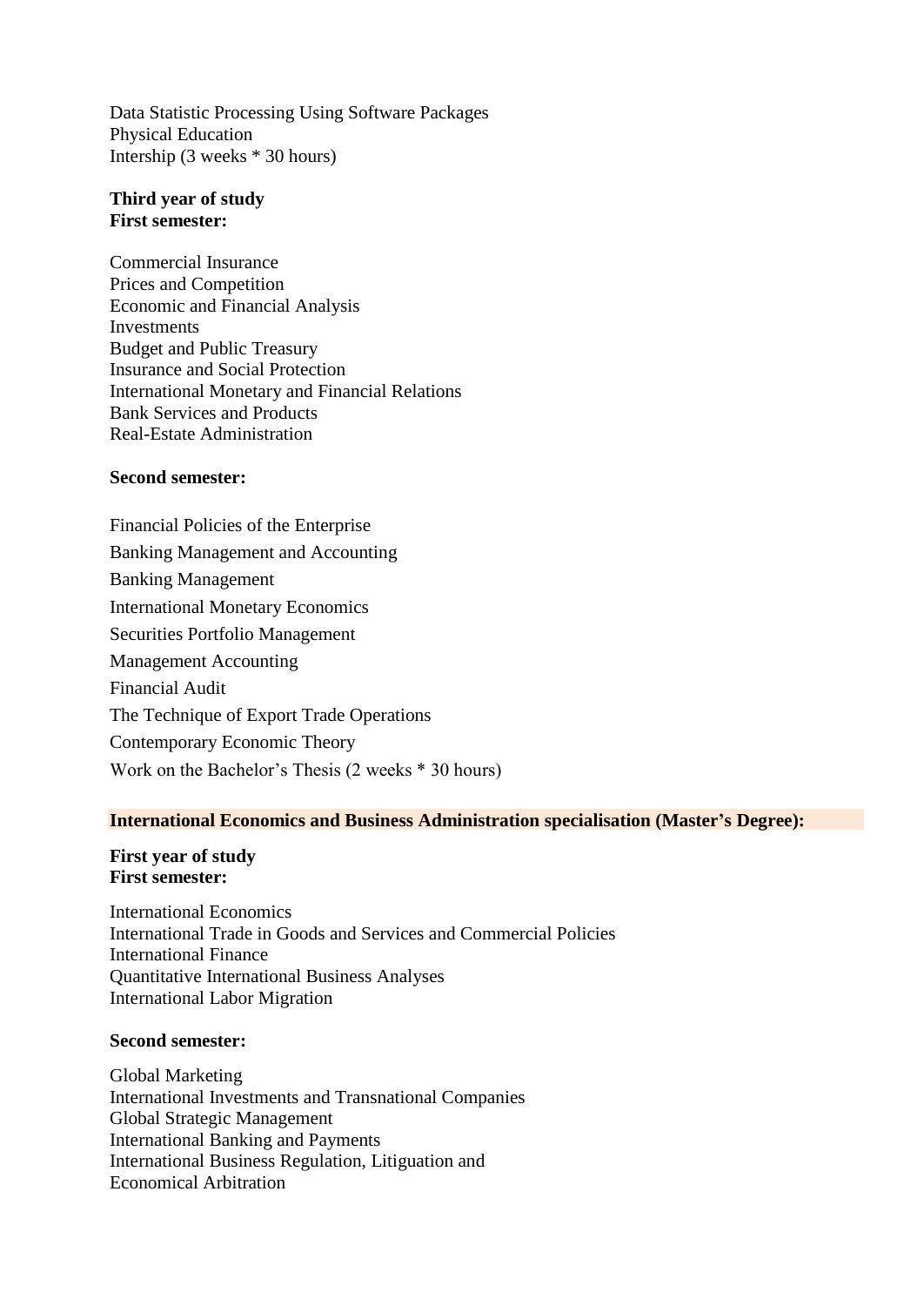Data Statistic Processing Using Software Packages
Physical Education
Intership (3 weeks * 30 hours)

**Third year of study**
**First semester:**

Commercial Insurance
Prices and Competition
Economic and Financial Analysis
Investments
Budget and Public Treasury
Insurance and Social Protection
International Monetary and Financial Relations
Bank Services and Products
Real-Estate Administration

**Second semester:**

Financial Policies of the Enterprise
Banking Management and Accounting
Banking Management
International Monetary Economics
Securities Portfolio Management
Management Accounting
Financial Audit
The Technique of Export Trade Operations
Contemporary Economic Theory
Work on the Bachelor's Thesis (2 weeks * 30 hours)

**International Economics and Business Administration specialisation (Master's Degree):**

**First year of study**
**First semester:**

International Economics
International Trade in Goods and Services and Commercial Policies
International Finance
Quantitative International Business Analyses
International Labor Migration

**Second semester:**

Global Marketing
International Investments and Transnational Companies
Global Strategic Management
International Banking and Payments
International Business Regulation, Litigation and
Economical Arbitration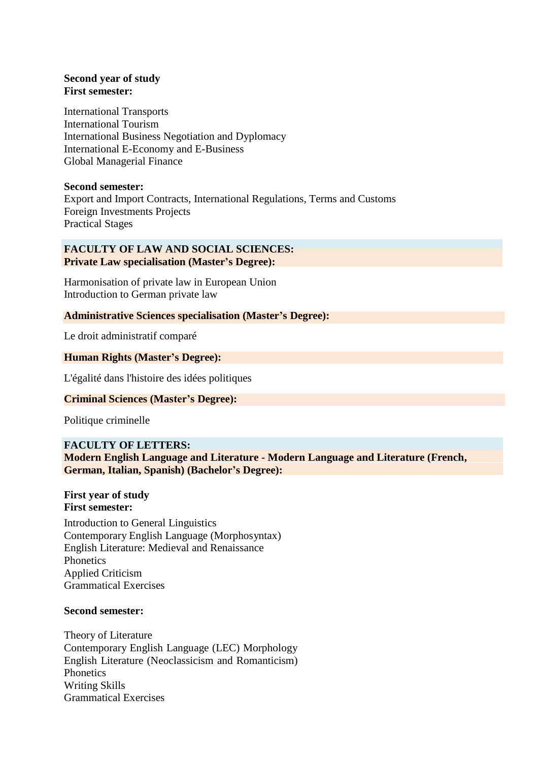**Second year of study**
**First semester:**

International Transports
International Tourism
International Business Negotiation and Dyplomacy
International E-Economy and E-Business
Global Managerial Finance

**Second semester:**
Export and Import Contracts, International Regulations, Terms and Customs
Foreign Investments Projects
Practical Stages

## FACULTY OF LAW AND SOCIAL SCIENCES:
### Private Law specialisation (Master's Degree):

Harmonisation of private law in European Union
Introduction to German private law

### Administrative Sciences specialisation (Master's Degree):

Le droit administratif comparé

### Human Rights (Master's Degree):

L'égalité dans l'histoire des idées politiques

### Criminal Sciences (Master's Degree):

Politique criminelle

## FACULTY OF LETTERS:
### Modern English Language and Literature - Modern Language and Literature (French, German, Italian, Spanish) (Bachelor's Degree):

**First year of study**
**First semester:**

Introduction to General Linguistics
Contemporary English Language (Morphosyntax)
English Literature: Medieval and Renaissance
Phonetics
Applied Criticism
Grammatical Exercises

**Second semester:**

Theory of Literature
Contemporary English Language (LEC) Morphology
English Literature (Neoclassicism and Romanticism)
Phonetics
Writing Skills
Grammatical Exercises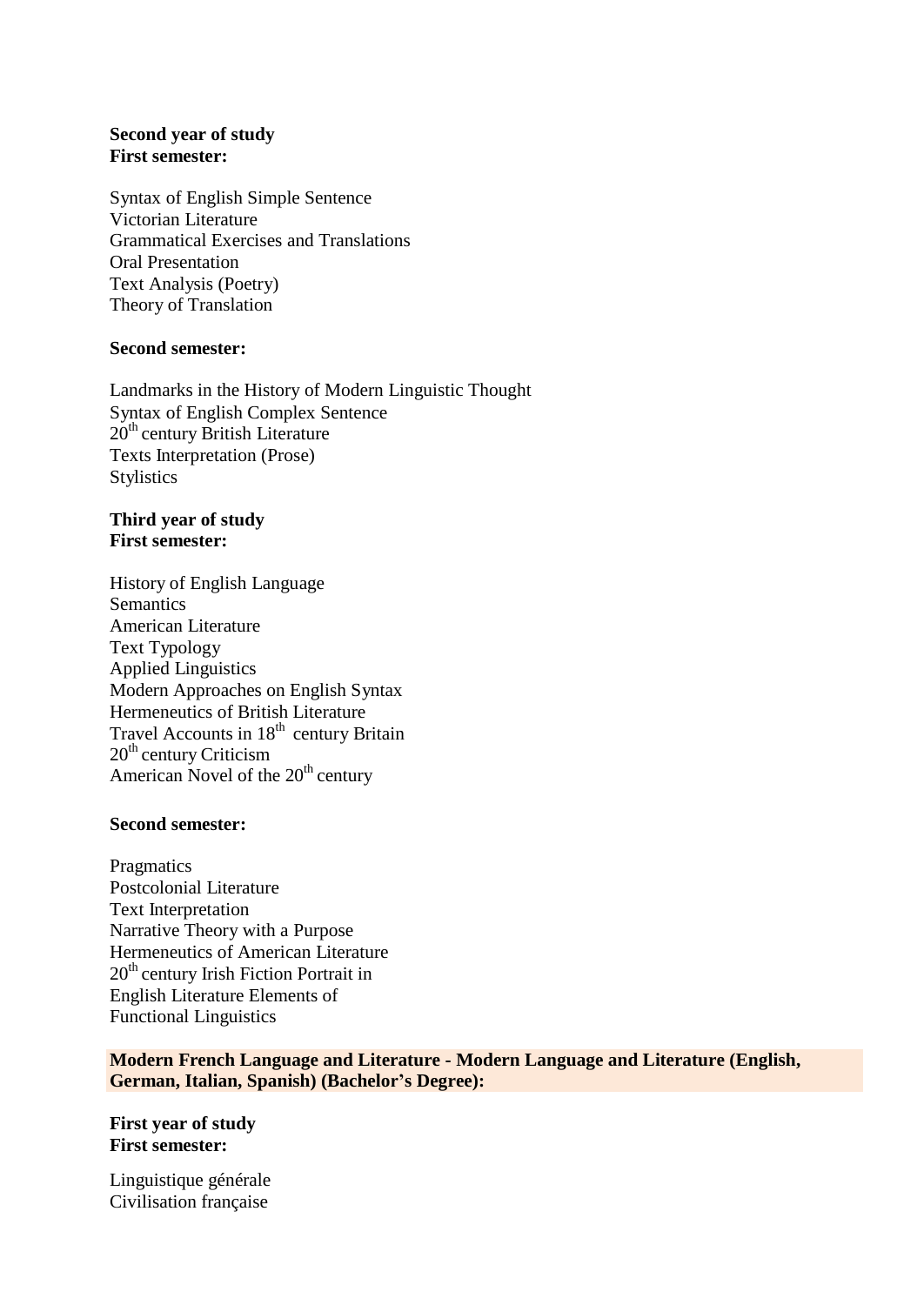**Second year of study**
**First semester:**

Syntax of English Simple Sentence
Victorian Literature
Grammatical Exercises and Translations
Oral Presentation
Text Analysis (Poetry)
Theory of Translation

**Second semester:**

Landmarks in the History of Modern Linguistic Thought
Syntax of English Complex Sentence
20th century British Literature
Texts Interpretation (Prose)
Stylistics

**Third year of study**
**First semester:**

History of English Language
Semantics
American Literature
Text Typology
Applied Linguistics
Modern Approaches on English Syntax
Hermeneutics of British Literature
Travel Accounts in 18th century Britain
20th century Criticism
American Novel of the 20th century

**Second semester:**

Pragmatics
Postcolonial Literature
Text Interpretation
Narrative Theory with a Purpose
Hermeneutics of American Literature
20th century Irish Fiction Portrait in
English Literature Elements of
Functional Linguistics

**Modern French Language and Literature - Modern Language and Literature (English, German, Italian, Spanish) (Bachelor's Degree):**

**First year of study**
**First semester:**

Linguistique générale
Civilisation française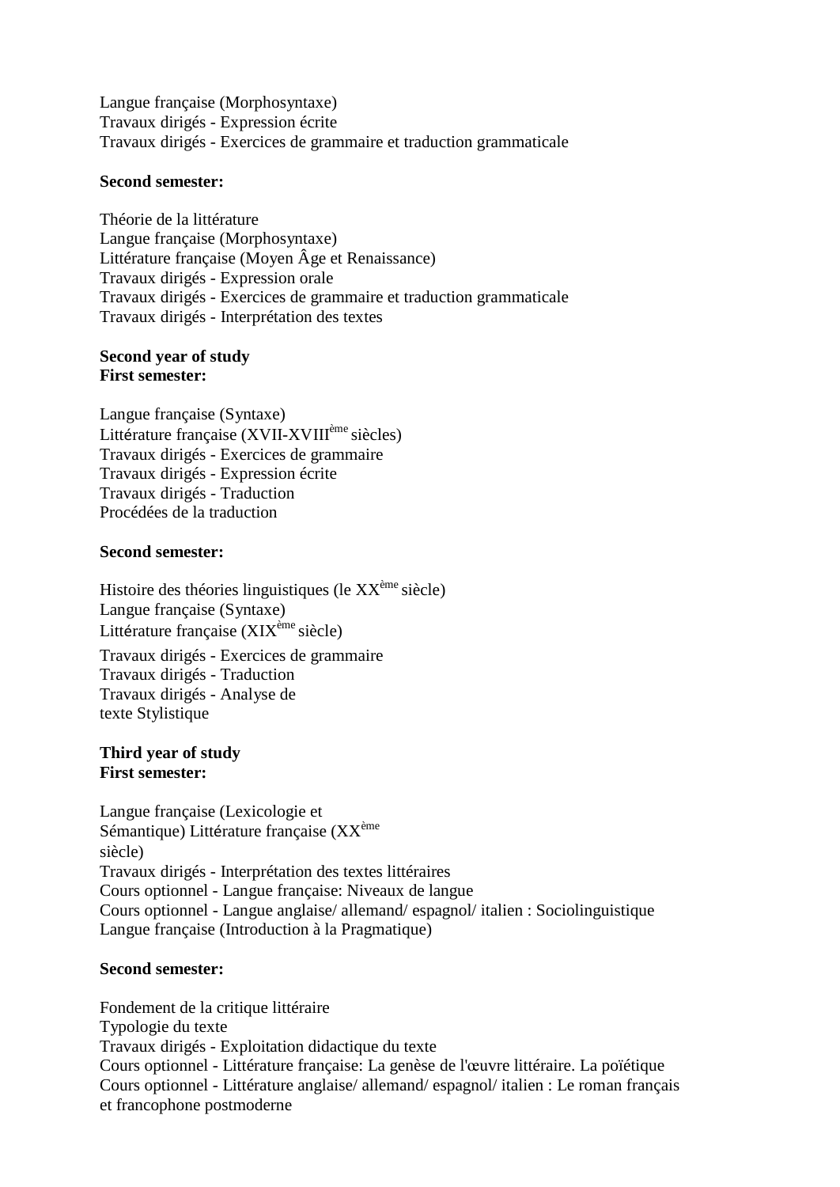Langue française (Morphosyntaxe)
Travaux dirigés - Expression écrite
Travaux dirigés - Exercices de grammaire et traduction grammaticale

**Second semester:**

Théorie de la littérature
Langue française (Morphosyntaxe)
Littérature française (Moyen Âge et Renaissance)
Travaux dirigés - Expression orale
Travaux dirigés - Exercices de grammaire et traduction grammaticale
Travaux dirigés - Interprétation des textes

**Second year of study**
**First semester:**

Langue française (Syntaxe)
Littérature française (XVII-XVIII$^{ème}$ siècles)
Travaux dirigés - Exercices de grammaire
Travaux dirigés - Expression écrite
Travaux dirigés - Traduction
Procédées de la traduction

**Second semester:**

Histoire des théories linguistiques (le XX$^{ème}$ siècle)
Langue française (Syntaxe)
Littérature française (XIX$^{ème}$ siècle)
Travaux dirigés - Exercices de grammaire
Travaux dirigés - Traduction
Travaux dirigés - Analyse de
texte Stylistique

**Third year of study**
**First semester:**

Langue française (Lexicologie et
Sémantique) Littérature française (XX$^{ème}$
siècle)
Travaux dirigés - Interprétation des textes littéraires
Cours optionnel - Langue française: Niveaux de langue
Cours optionnel - Langue anglaise/ allemand/ espagnol/ italien : Sociolinguistique
Langue française (Introduction à la Pragmatique)

**Second semester:**

Fondement de la critique littéraire
Typologie du texte
Travaux dirigés - Exploitation didactique du texte
Cours optionnel - Littérature française: La genèse de l'œuvre littéraire. La poïétique
Cours optionnel - Littérature anglaise/ allemand/ espagnol/ italien : Le roman français
et francophone postmoderne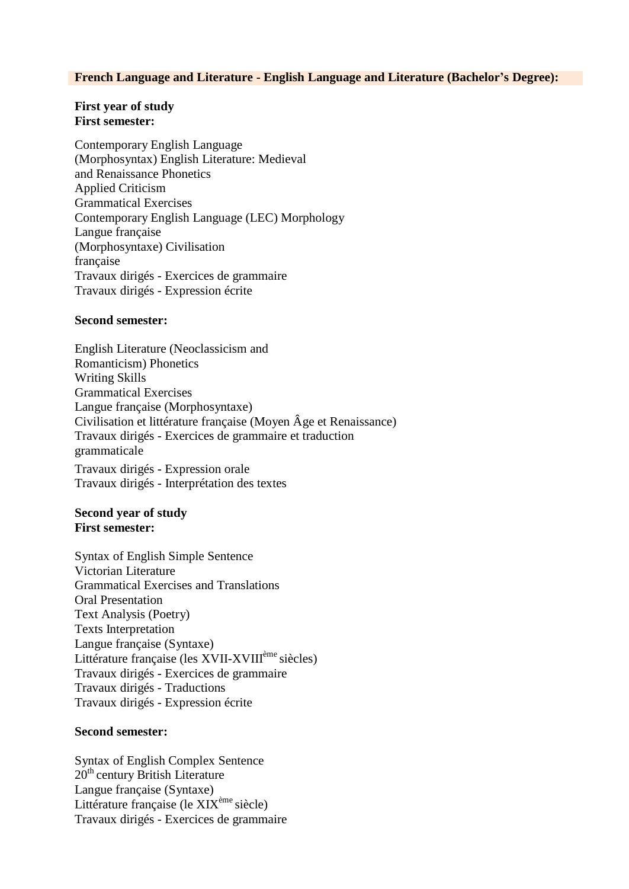**French Language and Literature - English Language and Literature (Bachelor's Degree):**

**First year of study**
**First semester:**

Contemporary English Language
(Morphosyntax) English Literature: Medieval
and Renaissance Phonetics
Applied Criticism
Grammatical Exercises
Contemporary English Language (LEC) Morphology
Langue française
(Morphosyntaxe) Civilisation
française
Travaux dirigés - Exercices de grammaire
Travaux dirigés - Expression écrite

**Second semester:**

English Literature (Neoclassicism and
Romanticism) Phonetics
Writing Skills
Grammatical Exercises
Langue française (Morphosyntaxe)
Civilisation et littérature française (Moyen Âge et Renaissance)
Travaux dirigés - Exercices de grammaire et traduction
grammaticale
Travaux dirigés - Expression orale
Travaux dirigés - Interprétation des textes

**Second year of study**
**First semester:**

Syntax of English Simple Sentence
Victorian Literature
Grammatical Exercises and Translations
Oral Presentation
Text Analysis (Poetry)
Texts Interpretation
Langue française (Syntaxe)
Littérature française (les XVII-XVIII$^{ème}$ siècles)
Travaux dirigés - Exercices de grammaire
Travaux dirigés - Traductions
Travaux dirigés - Expression écrite

**Second semester:**

Syntax of English Complex Sentence
20$^{th}$ century British Literature
Langue française (Syntaxe)
Littérature française (le XIX$^{ème}$ siècle)
Travaux dirigés - Exercices de grammaire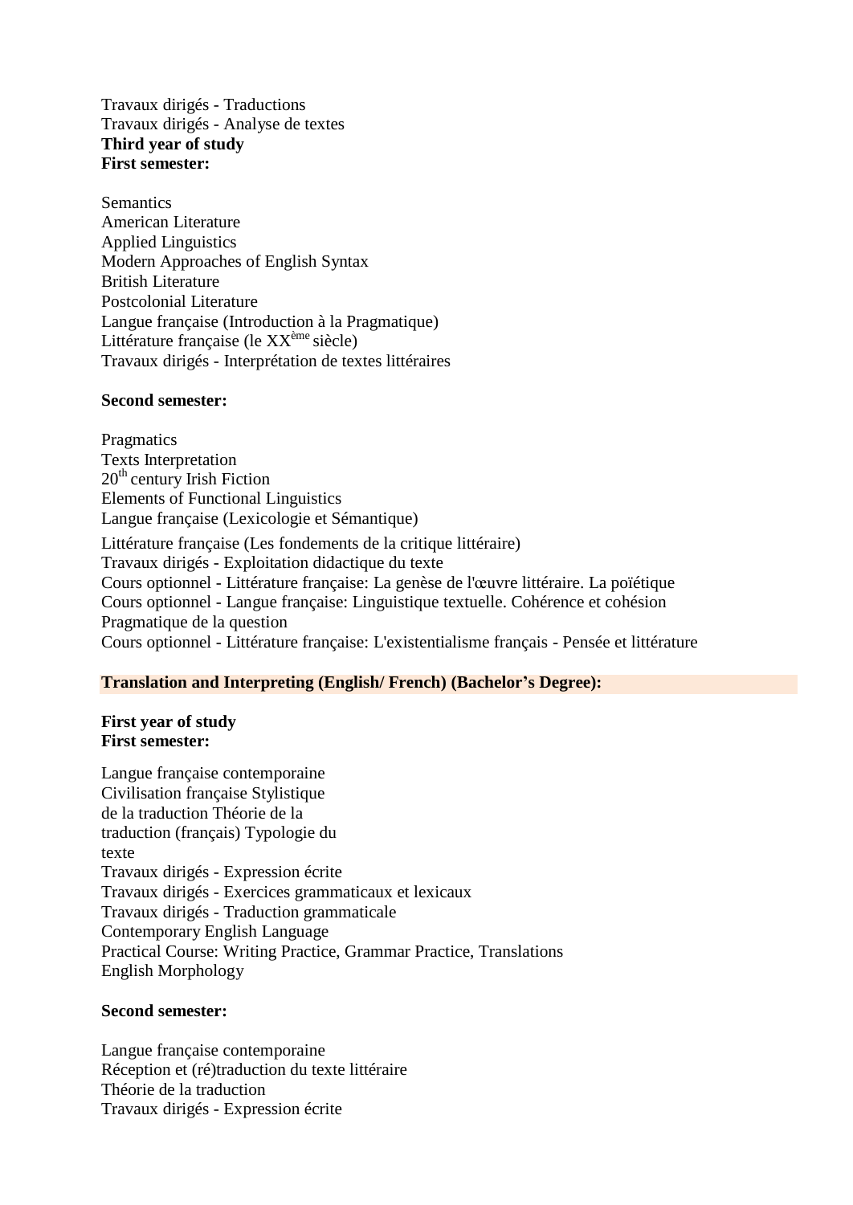Travaux dirigés - Traductions
Travaux dirigés - Analyse de textes

**Third year of study**
**First semester:**

Semantics
American Literature
Applied Linguistics
Modern Approaches of English Syntax
British Literature
Postcolonial Literature
Langue française (Introduction à la Pragmatique)
Littérature française (le XX$^{ème}$ siècle)
Travaux dirigés - Interprétation de textes littéraires

**Second semester:**

Pragmatics
Texts Interpretation
20$^{th}$ century Irish Fiction
Elements of Functional Linguistics
Langue française (Lexicologie et Sémantique)
Littérature française (Les fondements de la critique littéraire)
Travaux dirigés - Exploitation didactique du texte
Cours optionnel - Littérature française: La genèse de l'œuvre littéraire. La poïétique
Cours optionnel - Langue française: Linguistique textuelle. Cohérence et cohésion
Pragmatique de la question
Cours optionnel - Littérature française: L'existentialisme français - Pensée et littérature

**Translation and Interpreting (English/ French) (Bachelor's Degree):**

**First year of study**
**First semester:**

Langue française contemporaine
Civilisation française Stylistique
de la traduction Théorie de la
traduction (français) Typologie du
texte
Travaux dirigés - Expression écrite
Travaux dirigés - Exercices grammaticaux et lexicaux
Travaux dirigés - Traduction grammaticale
Contemporary English Language
Practical Course: Writing Practice, Grammar Practice, Translations
English Morphology

**Second semester:**

Langue française contemporaine
Réception et (ré)traduction du texte littéraire
Théorie de la traduction
Travaux dirigés - Expression écrite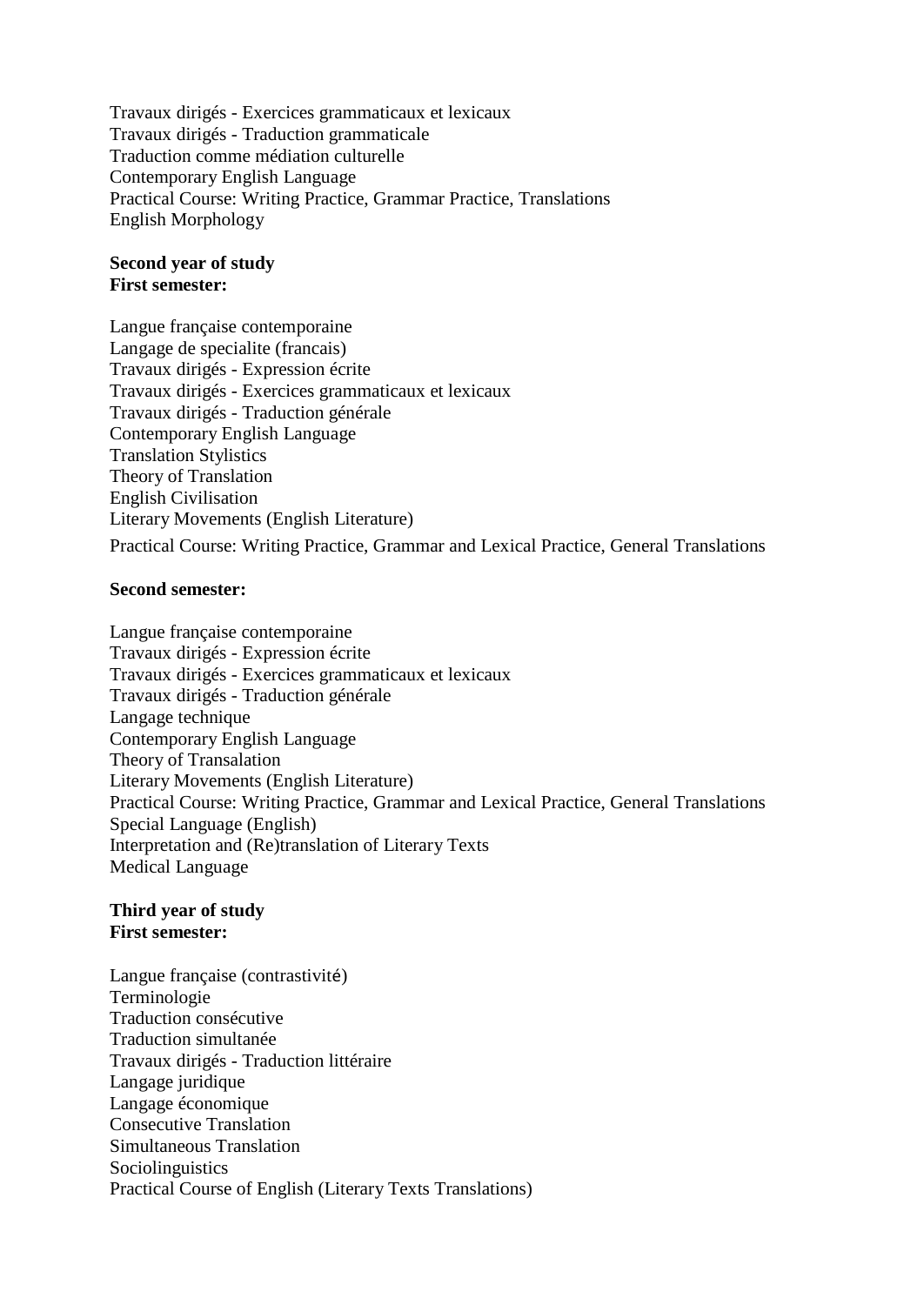Travaux dirigés - Exercices grammaticaux et lexicaux
Travaux dirigés - Traduction grammaticale
Traduction comme médiation culturelle
Contemporary English Language
Practical Course: Writing Practice, Grammar Practice, Translations
English Morphology

**Second year of study**
**First semester:**

Langue française contemporaine
Langage de specialite (francais)
Travaux dirigés - Expression écrite
Travaux dirigés - Exercices grammaticaux et lexicaux
Travaux dirigés - Traduction générale
Contemporary English Language
Translation Stylistics
Theory of Translation
English Civilisation
Literary Movements (English Literature)
Practical Course: Writing Practice, Grammar and Lexical Practice, General Translations

**Second semester:**

Langue française contemporaine
Travaux dirigés - Expression écrite
Travaux dirigés - Exercices grammaticaux et lexicaux
Travaux dirigés - Traduction générale
Langage technique
Contemporary English Language
Theory of Transalation
Literary Movements (English Literature)
Practical Course: Writing Practice, Grammar and Lexical Practice, General Translations
Special Language (English)
Interpretation and (Re)translation of Literary Texts
Medical Language

**Third year of study**
**First semester:**

Langue française (contrastivité)
Terminologie
Traduction consécutive
Traduction simultanée
Travaux dirigés - Traduction littéraire
Langage juridique
Langage économique
Consecutive Translation
Simultaneous Translation
Sociolinguistics
Practical Course of English (Literary Texts Translations)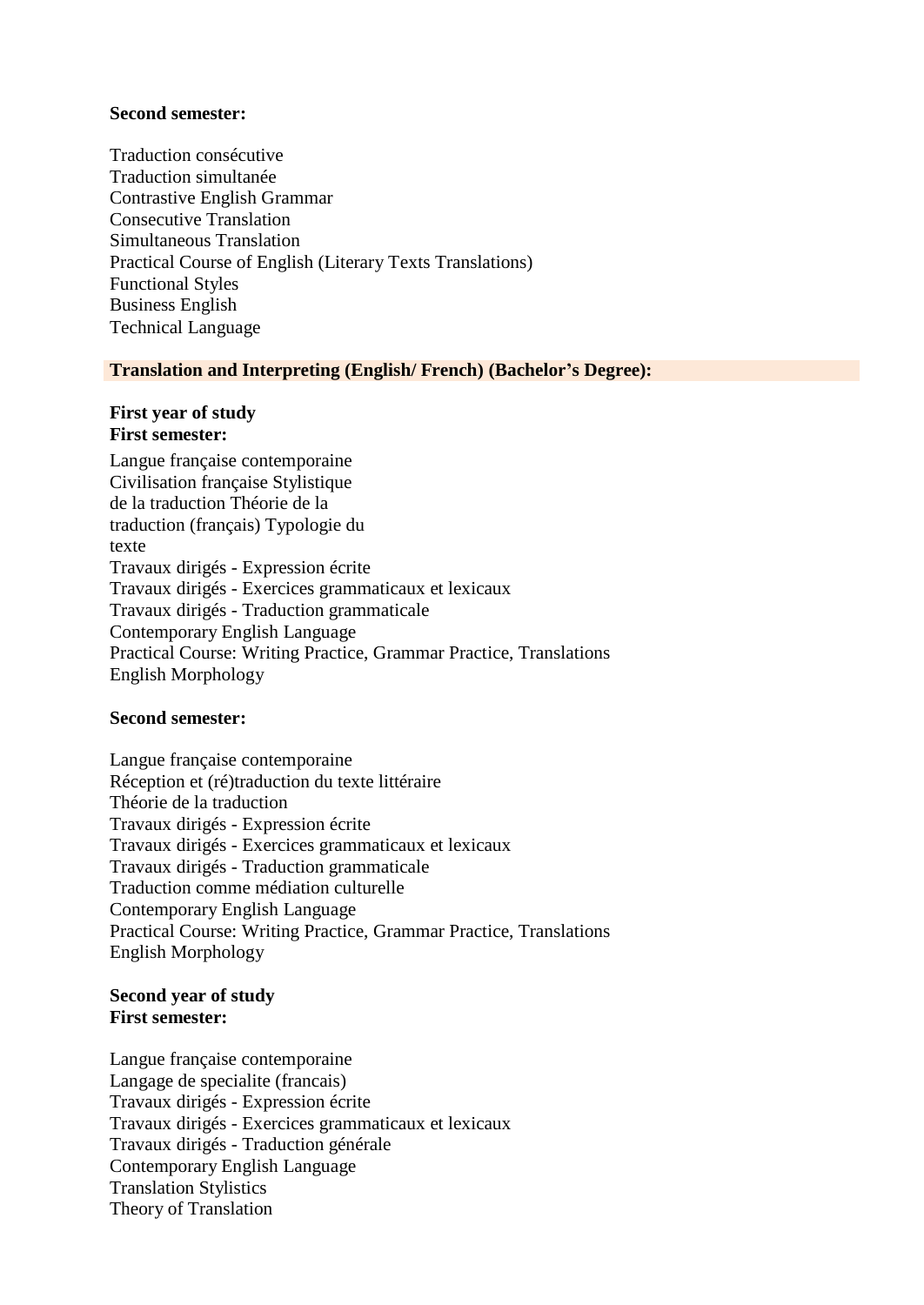**Second semester:**

Traduction consécutive
Traduction simultanée
Contrastive English Grammar
Consecutive Translation
Simultaneous Translation
Practical Course of English (Literary Texts Translations)
Functional Styles
Business English
Technical Language

**Translation and Interpreting (English/ French) (Bachelor's Degree):**

**First year of study**
**First semester:**

Langue française contemporaine
Civilisation française Stylistique
de la traduction Théorie de la
traduction (français) Typologie du
texte
Travaux dirigés - Expression écrite
Travaux dirigés - Exercices grammaticaux et lexicaux
Travaux dirigés - Traduction grammaticale
Contemporary English Language
Practical Course: Writing Practice, Grammar Practice, Translations
English Morphology

**Second semester:**

Langue française contemporaine
Réception et (ré)traduction du texte littéraire
Théorie de la traduction
Travaux dirigés - Expression écrite
Travaux dirigés - Exercices grammaticaux et lexicaux
Travaux dirigés - Traduction grammaticale
Traduction comme médiation culturelle
Contemporary English Language
Practical Course: Writing Practice, Grammar Practice, Translations
English Morphology

**Second year of study**
**First semester:**

Langue française contemporaine
Langage de specialite (francais)
Travaux dirigés - Expression écrite
Travaux dirigés - Exercices grammaticaux et lexicaux
Travaux dirigés - Traduction générale
Contemporary English Language
Translation Stylistics
Theory of Translation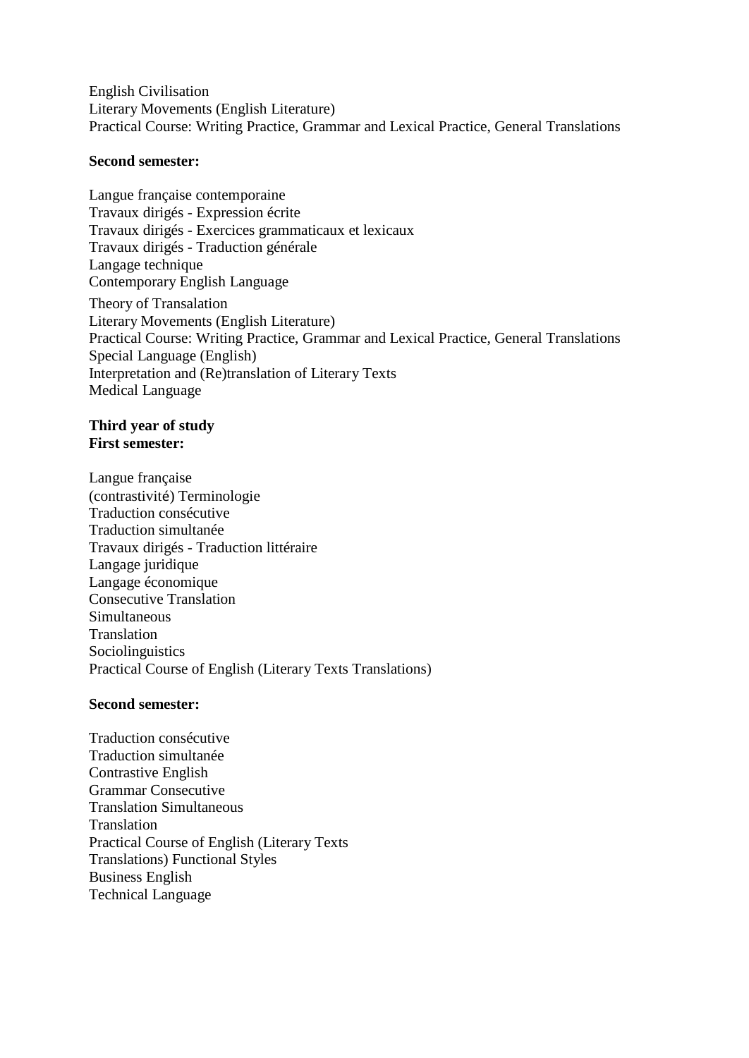English Civilisation
Literary Movements (English Literature)
Practical Course: Writing Practice, Grammar and Lexical Practice, General Translations

**Second semester:**

Langue française contemporaine
Travaux dirigés - Expression écrite
Travaux dirigés - Exercices grammaticaux et lexicaux
Travaux dirigés - Traduction générale
Langage technique
Contemporary English Language
Theory of Transalation
Literary Movements (English Literature)
Practical Course: Writing Practice, Grammar and Lexical Practice, General Translations
Special Language (English)
Interpretation and (Re)translation of Literary Texts
Medical Language

**Third year of study**
**First semester:**

Langue française
(contrastivité) Terminologie
Traduction consécutive
Traduction simultanée
Travaux dirigés - Traduction littéraire
Langage juridique
Langage économique
Consecutive Translation
Simultaneous
Translation
Sociolinguistics
Practical Course of English (Literary Texts Translations)

**Second semester:**

Traduction consécutive
Traduction simultanée
Contrastive English
Grammar Consecutive
Translation Simultaneous
Translation
Practical Course of English (Literary Texts
Translations) Functional Styles
Business English
Technical Language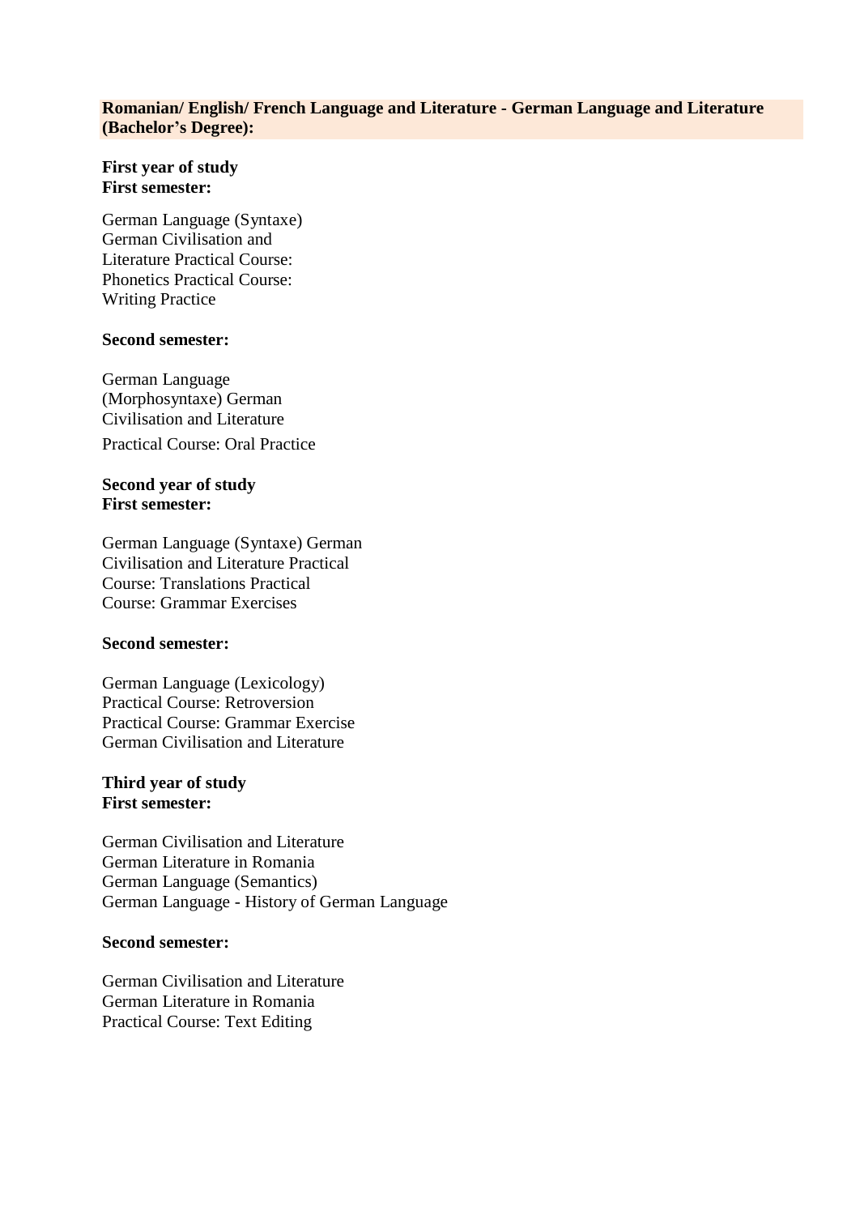**Romanian/ English/ French Language and Literature - German Language and Literature (Bachelor's Degree):**

**First year of study**
**First semester:**

German Language (Syntaxe)
German Civilisation and
Literature Practical Course:
Phonetics Practical Course:
Writing Practice

**Second semester:**

German Language
(Morphosyntaxe) German
Civilisation and Literature
Practical Course: Oral Practice

**Second year of study**
**First semester:**

German Language (Syntaxe) German
Civilisation and Literature Practical
Course: Translations Practical
Course: Grammar Exercises

**Second semester:**

German Language (Lexicology)
Practical Course: Retroversion
Practical Course: Grammar Exercise
German Civilisation and Literature

**Third year of study**
**First semester:**

German Civilisation and Literature
German Literature in Romania
German Language (Semantics)
German Language - History of German Language

**Second semester:**

German Civilisation and Literature
German Literature in Romania
Practical Course: Text Editing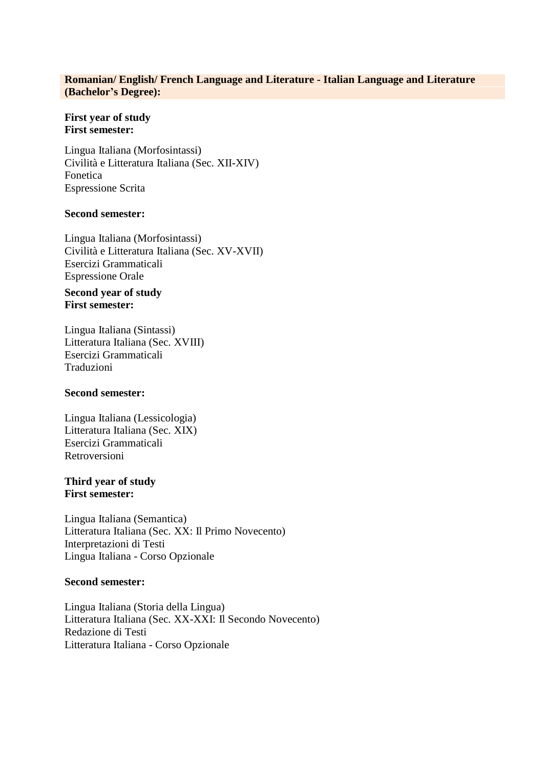**Romanian/ English/ French Language and Literature - Italian Language and Literature (Bachelor's Degree):**

**First year of study**
**First semester:**

Lingua Italiana (Morfosintassi)
Civilità e Litteratura Italiana (Sec. XII-XIV)
Fonetica
Espressione Scrita

**Second semester:**

Lingua Italiana (Morfosintassi)
Civilità e Litteratura Italiana (Sec. XV-XVII)
Esercizi Grammaticali
Espressione Orale

**Second year of study**
**First semester:**

Lingua Italiana (Sintassi)
Litteratura Italiana (Sec. XVIII)
Esercizi Grammaticali
Traduzioni

**Second semester:**

Lingua Italiana (Lessicologia)
Litteratura Italiana (Sec. XIX)
Esercizi Grammaticali
Retroversioni

**Third year of study**
**First semester:**

Lingua Italiana (Semantica)
Litteratura Italiana (Sec. XX: Il Primo Novecento)
Interpretazioni di Testi
Lingua Italiana - Corso Opzionale

**Second semester:**

Lingua Italiana (Storia della Lingua)
Litteratura Italiana (Sec. XX-XXI: Il Secondo Novecento)
Redazione di Testi
Litteratura Italiana - Corso Opzionale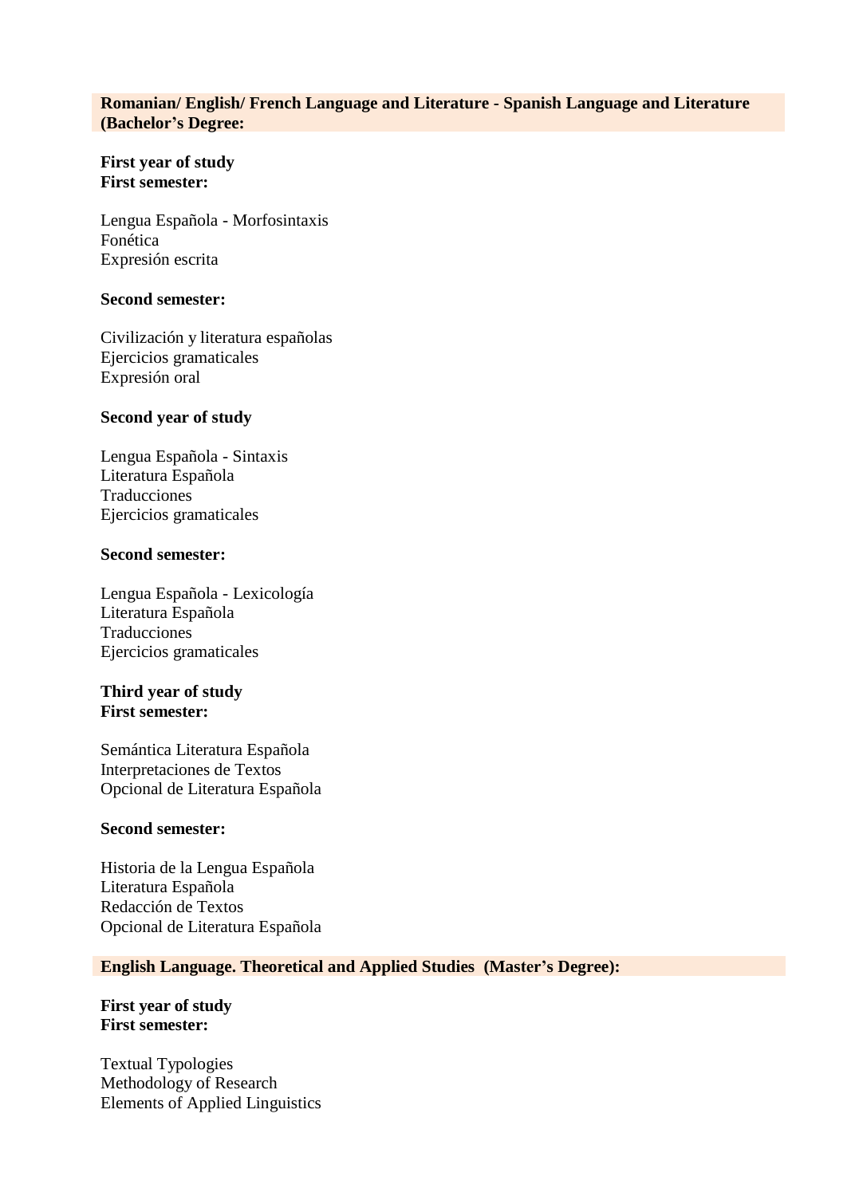**Romanian/ English/ French Language and Literature - Spanish Language and Literature (Bachelor's Degree:**

**First year of study**
**First semester:**

Lengua Española - Morfosintaxis
Fonética
Expresión escrita

**Second semester:**

Civilización y literatura españolas
Ejercicios gramaticales
Expresión oral

**Second year of study**

Lengua Española - Sintaxis
Literatura Española
Traducciones
Ejercicios gramaticales

**Second semester:**

Lengua Española - Lexicología
Literatura Española
Traducciones
Ejercicios gramaticales

**Third year of study**
**First semester:**

Semántica Literatura Española
Interpretaciones de Textos
Opcional de Literatura Española

**Second semester:**

Historia de la Lengua Española
Literatura Española
Redacción de Textos
Opcional de Literatura Española

**English Language. Theoretical and Applied Studies (Master's Degree):**

**First year of study**
**First semester:**

Textual Typologies
Methodology of Research
Elements of Applied Linguistics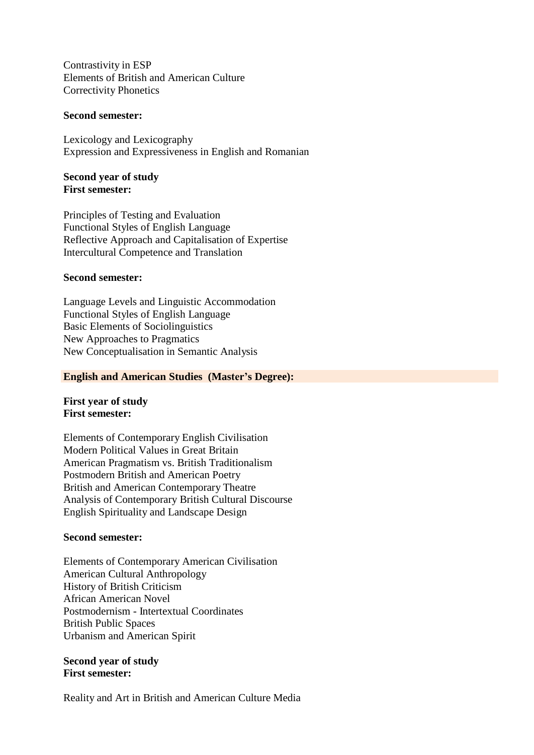Contrastivity in ESP
Elements of British and American Culture
Correctivity Phonetics

**Second semester:**

Lexicology and Lexicography
Expression and Expressiveness in English and Romanian

**Second year of study**
**First semester:**

Principles of Testing and Evaluation
Functional Styles of English Language
Reflective Approach and Capitalisation of Expertise
Intercultural Competence and Translation

**Second semester:**

Language Levels and Linguistic Accommodation
Functional Styles of English Language
Basic Elements of Sociolinguistics
New Approaches to Pragmatics
New Conceptualisation in Semantic Analysis

**English and American Studies (Master's Degree):**

**First year of study**
**First semester:**

Elements of Contemporary English Civilisation
Modern Political Values in Great Britain
American Pragmatism vs. British Traditionalism
Postmodern British and American Poetry
British and American Contemporary Theatre
Analysis of Contemporary British Cultural Discourse
English Spirituality and Landscape Design

**Second semester:**

Elements of Contemporary American Civilisation
American Cultural Anthropology
History of British Criticism
African American Novel
Postmodernism - Intertextual Coordinates
British Public Spaces
Urbanism and American Spirit

**Second year of study**
**First semester:**

Reality and Art in British and American Culture Media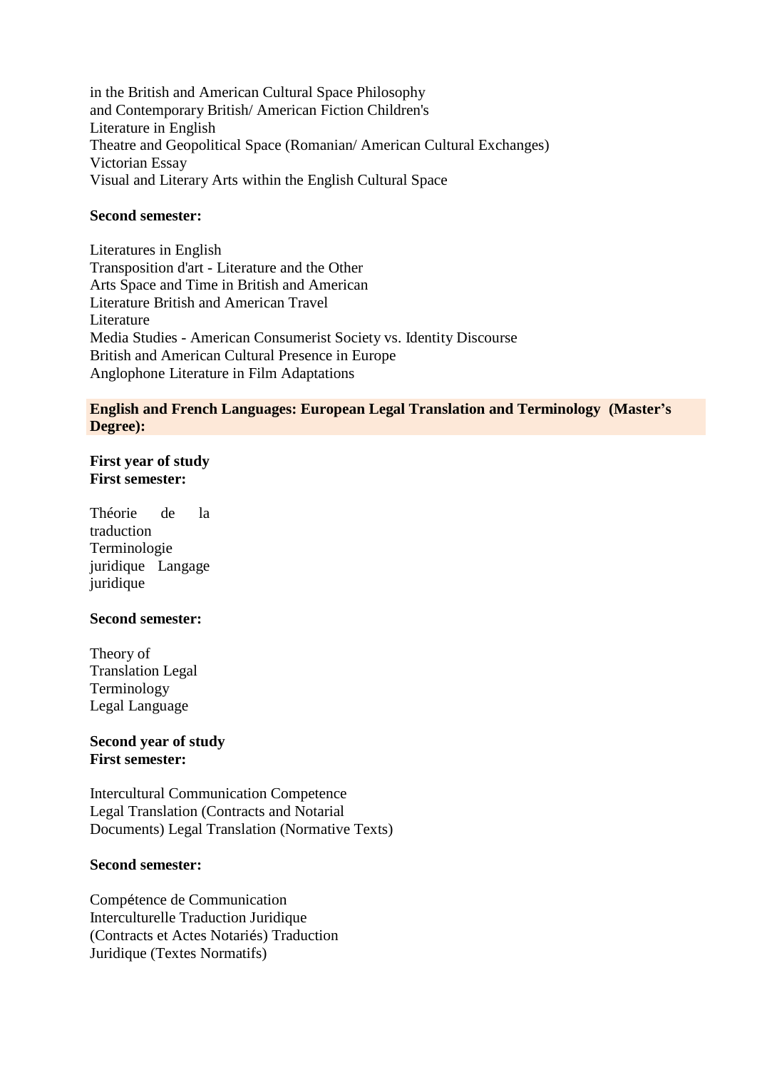in the British and American Cultural Space Philosophy
and Contemporary British/ American Fiction Children's
Literature in English
Theatre and Geopolitical Space (Romanian/ American Cultural Exchanges)
Victorian Essay
Visual and Literary Arts within the English Cultural Space

**Second semester:**

Literatures in English
Transposition d'art - Literature and the Other
Arts Space and Time in British and American
Literature British and American Travel
Literature
Media Studies - American Consumerist Society vs. Identity Discourse
British and American Cultural Presence in Europe
Anglophone Literature in Film Adaptations

**English and French Languages: European Legal Translation and Terminology (Master's Degree):**

**First year of study**
**First semester:**

Théorie de la
traduction
Terminologie
juridique Langage
juridique

**Second semester:**

Theory of
Translation Legal
Terminology
Legal Language

**Second year of study**
**First semester:**

Intercultural Communication Competence
Legal Translation (Contracts and Notarial
Documents) Legal Translation (Normative Texts)

**Second semester:**

Compétence de Communication
Interculturelle Traduction Juridique
(Contracts et Actes Notariés) Traduction
Juridique (Textes Normatifs)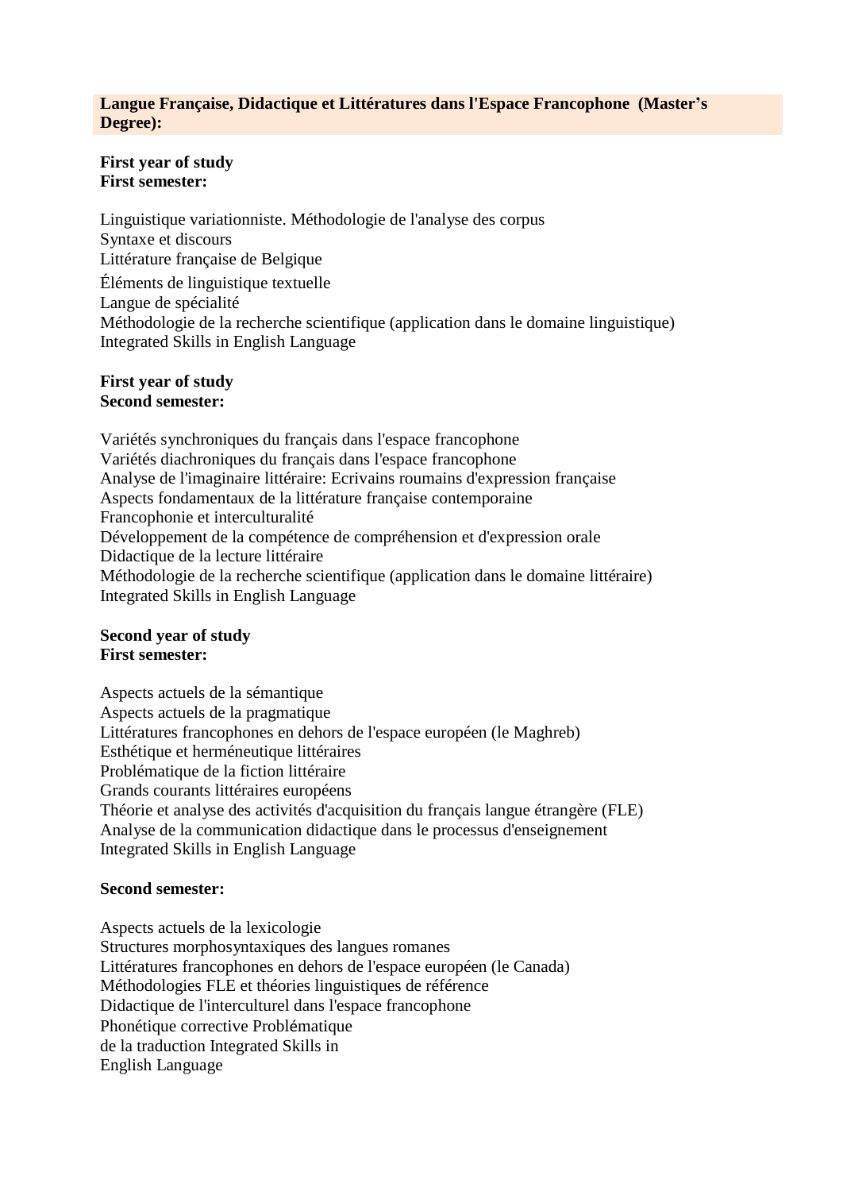**Langue Française, Didactique et Littératures dans l'Espace Francophone (Master's Degree):**

**First year of study**
**First semester:**

Linguistique variationniste. Méthodologie de l'analyse des corpus
Syntaxe et discours
Littérature française de Belgique
Éléments de linguistique textuelle
Langue de spécialité
Méthodologie de la recherche scientifique (application dans le domaine linguistique)
Integrated Skills in English Language

**First year of study**
**Second semester:**

Variétés synchroniques du français dans l'espace francophone
Variétés diachroniques du français dans l'espace francophone
Analyse de l'imaginaire littéraire: Ecrivains roumains d'expression française
Aspects fondamentaux de la littérature française contemporaine
Francophonie et interculturalité
Développement de la compétence de compréhension et d'expression orale
Didactique de la lecture littéraire
Méthodologie de la recherche scientifique (application dans le domaine littéraire)
Integrated Skills in English Language

**Second year of study**
**First semester:**

Aspects actuels de la sémantique
Aspects actuels de la pragmatique
Littératures francophones en dehors de l'espace européen (le Maghreb)
Esthétique et herméneutique littéraires
Problématique de la fiction littéraire
Grands courants littéraires européens
Théorie et analyse des activités d'acquisition du français langue étrangère (FLE)
Analyse de la communication didactique dans le processus d'enseignement
Integrated Skills in English Language

**Second semester:**

Aspects actuels de la lexicologie
Structures morphosyntaxiques des langues romanes
Littératures francophones en dehors de l'espace européen (le Canada)
Méthodologies FLE et théories linguistiques de référence
Didactique de l'interculturel dans l'espace francophone
Phonétique corrective Problématique
de la traduction Integrated Skills in
English Language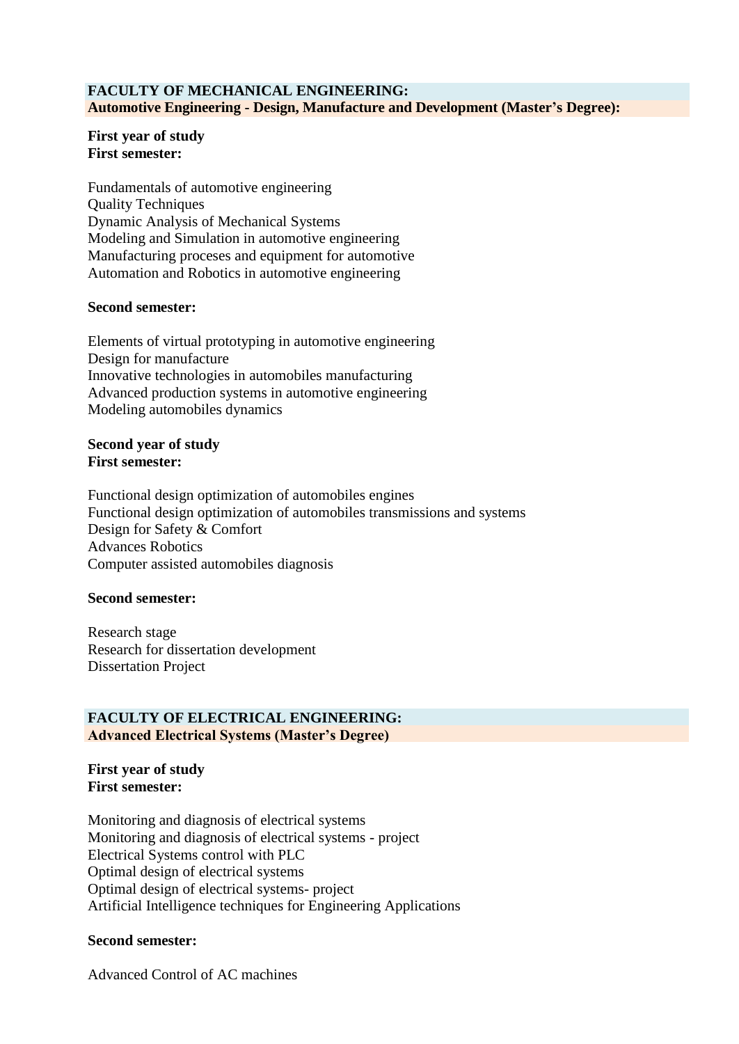## FACULTY OF MECHANICAL ENGINEERING:

### Automotive Engineering - Design, Manufacture and Development (Master's Degree):

**First year of study**
**First semester:**

Fundamentals of automotive engineering
Quality Techniques
Dynamic Analysis of Mechanical Systems
Modeling and Simulation in automotive engineering
Manufacturing proceses and equipment for automotive
Automation and Robotics in automotive engineering

**Second semester:**

Elements of virtual prototyping in automotive engineering
Design for manufacture
Innovative technologies in automobiles manufacturing
Advanced production systems in automotive engineering
Modeling automobiles dynamics

**Second year of study**
**First semester:**

Functional design optimization of automobiles engines
Functional design optimization of automobiles transmissions and systems
Design for Safety & Comfort
Advances Robotics
Computer assisted automobiles diagnosis

**Second semester:**

Research stage
Research for dissertation development
Dissertation Project

## FACULTY OF ELECTRICAL ENGINEERING:

### Advanced Electrical Systems (Master's Degree)

**First year of study**
**First semester:**

Monitoring and diagnosis of electrical systems
Monitoring and diagnosis of electrical systems - project
Electrical Systems control with PLC
Optimal design of electrical systems
Optimal design of electrical systems- project
Artificial Intelligence techniques for Engineering Applications

**Second semester:**

Advanced Control of AC machines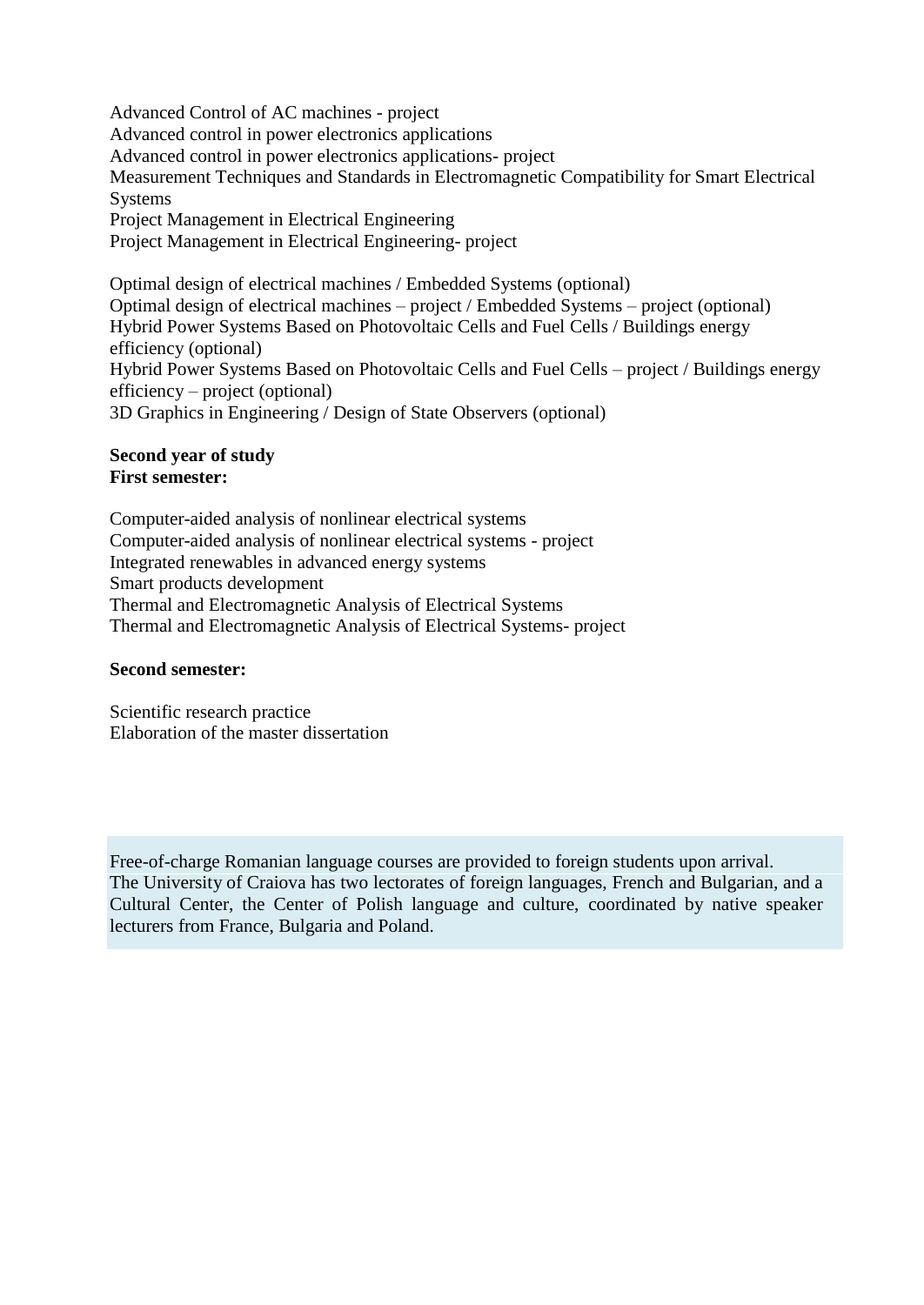Advanced Control of AC machines - project
Advanced control in power electronics applications
Advanced control in power electronics applications- project
Measurement Techniques and Standards in Electromagnetic Compatibility for Smart Electrical Systems
Project Management in Electrical Engineering
Project Management in Electrical Engineering- project

Optimal design of electrical machines / Embedded Systems (optional)
Optimal design of electrical machines – project / Embedded Systems – project (optional)
Hybrid Power Systems Based on Photovoltaic Cells and Fuel Cells / Buildings energy efficiency (optional)
Hybrid Power Systems Based on Photovoltaic Cells and Fuel Cells – project / Buildings energy efficiency – project (optional)
3D Graphics in Engineering / Design of State Observers (optional)

**Second year of study**
**First semester:**

Computer-aided analysis of nonlinear electrical systems
Computer-aided analysis of nonlinear electrical systems - project
Integrated renewables in advanced energy systems
Smart products development
Thermal and Electromagnetic Analysis of Electrical Systems
Thermal and Electromagnetic Analysis of Electrical Systems- project

**Second semester:**

Scientific research practice
Elaboration of the master dissertation

Free-of-charge Romanian language courses are provided to foreign students upon arrival.
The University of Craiova has two lectorates of foreign languages, French and Bulgarian, and a Cultural Center, the Center of Polish language and culture, coordinated by native speaker lecturers from France, Bulgaria and Poland.